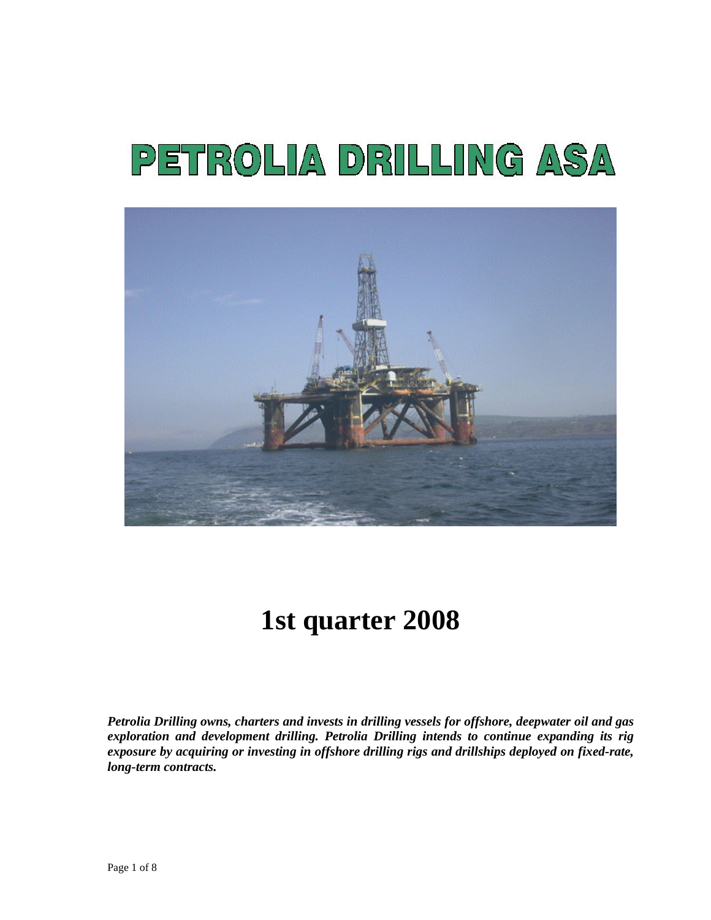# PETROLIA DRILLING ASA

# 1st quarter 2008

***Petrolia Drilling owns, charters and invests in drilling vessels for offshore, deepwater oil and gas exploration and development drilling. Petrolia Drilling intends to continue expanding its rig exposure by acquiring or investing in offshore drilling rigs and drillships deployed on fixed-rate, long-term contracts.***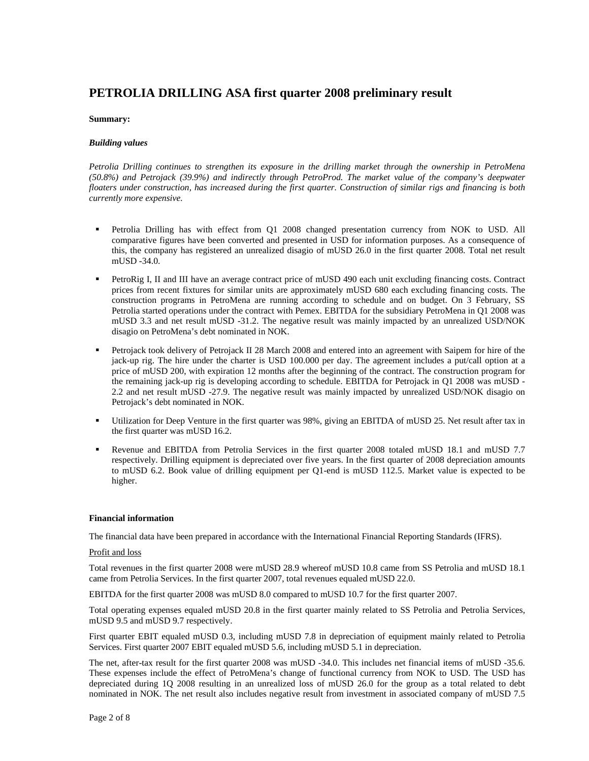# PETROLIA DRILLING ASA first quarter 2008 preliminary result

**Summary:**

***Building values***

*Petrolia Drilling continues to strengthen its exposure in the drilling market through the ownership in PetroMena (50.8%) and Petrojack (39.9%) and indirectly through PetroProd. The market value of the company's deepwater floaters under construction, has increased during the first quarter. Construction of similar rigs and financing is both currently more expensive.*

- Petrolia Drilling has with effect from Q1 2008 changed presentation currency from NOK to USD. All comparative figures have been converted and presented in USD for information purposes. As a consequence of this, the company has registered an unrealized disagio of mUSD 26.0 in the first quarter 2008. Total net result mUSD -34.0.
- PetroRig I, II and III have an average contract price of mUSD 490 each unit excluding financing costs. Contract prices from recent fixtures for similar units are approximately mUSD 680 each excluding financing costs. The construction programs in PetroMena are running according to schedule and on budget. On 3 February, SS Petrolia started operations under the contract with Pemex. EBITDA for the subsidiary PetroMena in Q1 2008 was mUSD 3.3 and net result mUSD -31.2. The negative result was mainly impacted by an unrealized USD/NOK disagio on PetroMena's debt nominated in NOK.
- Petrojack took delivery of Petrojack II 28 March 2008 and entered into an agreement with Saipem for hire of the jack-up rig. The hire under the charter is USD 100.000 per day. The agreement includes a put/call option at a price of mUSD 200, with expiration 12 months after the beginning of the contract. The construction program for the remaining jack-up rig is developing according to schedule. EBITDA for Petrojack in Q1 2008 was mUSD -2.2 and net result mUSD -27.9. The negative result was mainly impacted by unrealized USD/NOK disagio on Petrojack's debt nominated in NOK.
- Utilization for Deep Venture in the first quarter was 98%, giving an EBITDA of mUSD 25. Net result after tax in the first quarter was mUSD 16.2.
- Revenue and EBITDA from Petrolia Services in the first quarter 2008 totaled mUSD 18.1 and mUSD 7.7 respectively. Drilling equipment is depreciated over five years. In the first quarter of 2008 depreciation amounts to mUSD 6.2. Book value of drilling equipment per Q1-end is mUSD 112.5. Market value is expected to be higher.

**Financial information**

The financial data have been prepared in accordance with the International Financial Reporting Standards (IFRS).

Profit and loss

Total revenues in the first quarter 2008 were mUSD 28.9 whereof mUSD 10.8 came from SS Petrolia and mUSD 18.1 came from Petrolia Services. In the first quarter 2007, total revenues equaled mUSD 22.0.

EBITDA for the first quarter 2008 was mUSD 8.0 compared to mUSD 10.7 for the first quarter 2007.

Total operating expenses equaled mUSD 20.8 in the first quarter mainly related to SS Petrolia and Petrolia Services, mUSD 9.5 and mUSD 9.7 respectively.

First quarter EBIT equaled mUSD 0.3, including mUSD 7.8 in depreciation of equipment mainly related to Petrolia Services. First quarter 2007 EBIT equaled mUSD 5.6, including mUSD 5.1 in depreciation.

The net, after-tax result for the first quarter 2008 was mUSD -34.0. This includes net financial items of mUSD -35.6. These expenses include the effect of PetroMena's change of functional currency from NOK to USD. The USD has depreciated during 1Q 2008 resulting in an unrealized loss of mUSD 26.0 for the group as a total related to debt nominated in NOK. The net result also includes negative result from investment in associated company of mUSD 7.5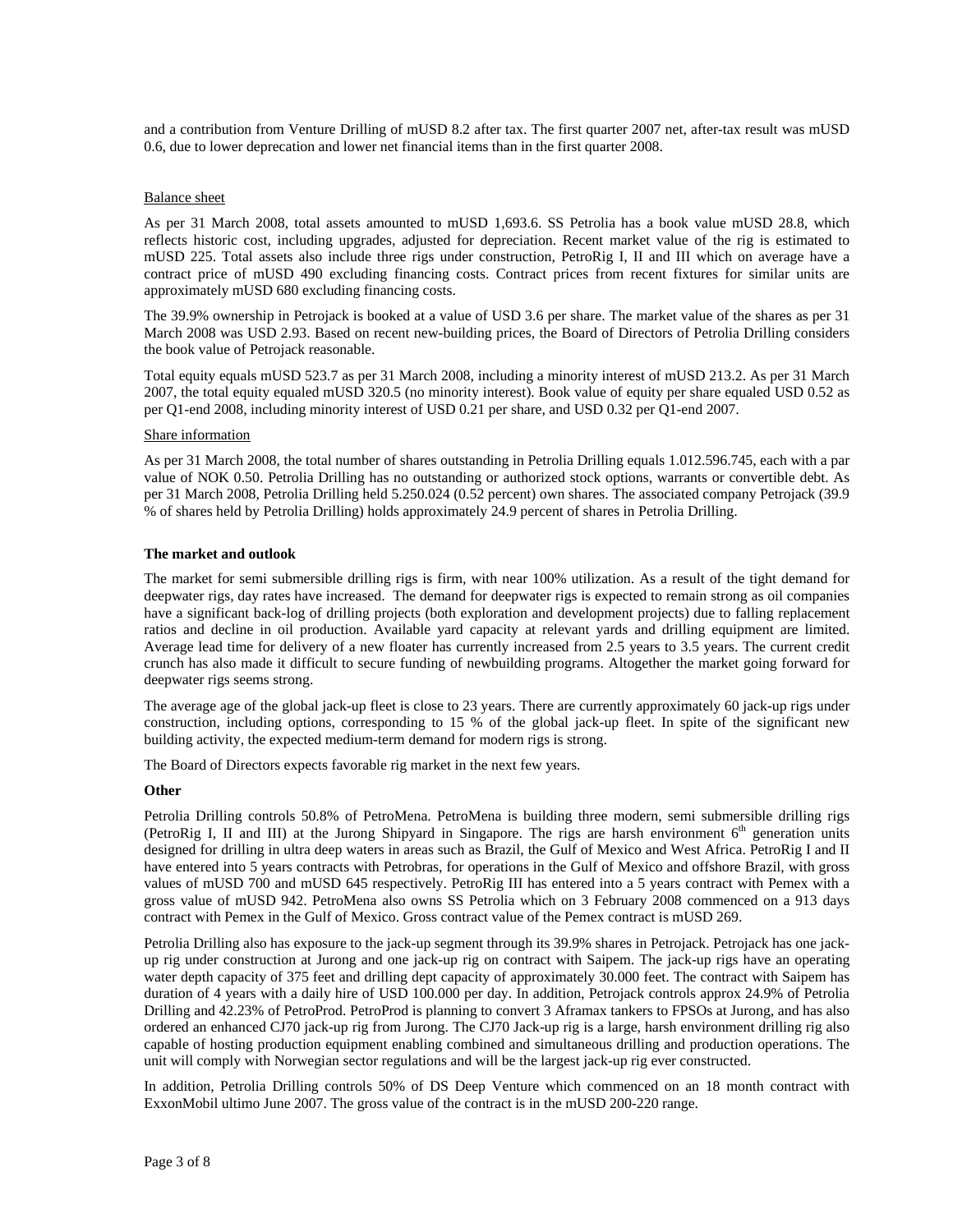and a contribution from Venture Drilling of mUSD 8.2 after tax. The first quarter 2007 net, after-tax result was mUSD 0.6, due to lower deprecation and lower net financial items than in the first quarter 2008.

Balance sheet

As per 31 March 2008, total assets amounted to mUSD 1,693.6. SS Petrolia has a book value mUSD 28.8, which reflects historic cost, including upgrades, adjusted for depreciation. Recent market value of the rig is estimated to mUSD 225. Total assets also include three rigs under construction, PetroRig I, II and III which on average have a contract price of mUSD 490 excluding financing costs. Contract prices from recent fixtures for similar units are approximately mUSD 680 excluding financing costs.

The 39.9% ownership in Petrojack is booked at a value of USD 3.6 per share. The market value of the shares as per 31 March 2008 was USD 2.93. Based on recent new-building prices, the Board of Directors of Petrolia Drilling considers the book value of Petrojack reasonable.

Total equity equals mUSD 523.7 as per 31 March 2008, including a minority interest of mUSD 213.2. As per 31 March 2007, the total equity equaled mUSD 320.5 (no minority interest). Book value of equity per share equaled USD 0.52 as per Q1-end 2008, including minority interest of USD 0.21 per share, and USD 0.32 per Q1-end 2007.

Share information

As per 31 March 2008, the total number of shares outstanding in Petrolia Drilling equals 1.012.596.745, each with a par value of NOK 0.50. Petrolia Drilling has no outstanding or authorized stock options, warrants or convertible debt. As per 31 March 2008, Petrolia Drilling held 5.250.024 (0.52 percent) own shares. The associated company Petrojack (39.9 % of shares held by Petrolia Drilling) holds approximately 24.9 percent of shares in Petrolia Drilling.

**The market and outlook**

The market for semi submersible drilling rigs is firm, with near 100% utilization. As a result of the tight demand for deepwater rigs, day rates have increased. The demand for deepwater rigs is expected to remain strong as oil companies have a significant back-log of drilling projects (both exploration and development projects) due to falling replacement ratios and decline in oil production. Available yard capacity at relevant yards and drilling equipment are limited. Average lead time for delivery of a new floater has currently increased from 2.5 years to 3.5 years. The current credit crunch has also made it difficult to secure funding of newbuilding programs. Altogether the market going forward for deepwater rigs seems strong.

The average age of the global jack-up fleet is close to 23 years. There are currently approximately 60 jack-up rigs under construction, including options, corresponding to 15 % of the global jack-up fleet. In spite of the significant new building activity, the expected medium-term demand for modern rigs is strong.

The Board of Directors expects favorable rig market in the next few years.

**Other**

Petrolia Drilling controls 50.8% of PetroMena. PetroMena is building three modern, semi submersible drilling rigs (PetroRig I, II and III) at the Jurong Shipyard in Singapore. The rigs are harsh environment 6th generation units designed for drilling in ultra deep waters in areas such as Brazil, the Gulf of Mexico and West Africa. PetroRig I and II have entered into 5 years contracts with Petrobras, for operations in the Gulf of Mexico and offshore Brazil, with gross values of mUSD 700 and mUSD 645 respectively. PetroRig III has entered into a 5 years contract with Pemex with a gross value of mUSD 942. PetroMena also owns SS Petrolia which on 3 February 2008 commenced on a 913 days contract with Pemex in the Gulf of Mexico. Gross contract value of the Pemex contract is mUSD 269.

Petrolia Drilling also has exposure to the jack-up segment through its 39.9% shares in Petrojack. Petrojack has one jack-up rig under construction at Jurong and one jack-up rig on contract with Saipem. The jack-up rigs have an operating water depth capacity of 375 feet and drilling dept capacity of approximately 30.000 feet. The contract with Saipem has duration of 4 years with a daily hire of USD 100.000 per day. In addition, Petrojack controls approx 24.9% of Petrolia Drilling and 42.23% of PetroProd. PetroProd is planning to convert 3 Aframax tankers to FPSOs at Jurong, and has also ordered an enhanced CJ70 jack-up rig from Jurong. The CJ70 Jack-up rig is a large, harsh environment drilling rig also capable of hosting production equipment enabling combined and simultaneous drilling and production operations. The unit will comply with Norwegian sector regulations and will be the largest jack-up rig ever constructed.

In addition, Petrolia Drilling controls 50% of DS Deep Venture which commenced on an 18 month contract with ExxonMobil ultimo June 2007. The gross value of the contract is in the mUSD 200-220 range.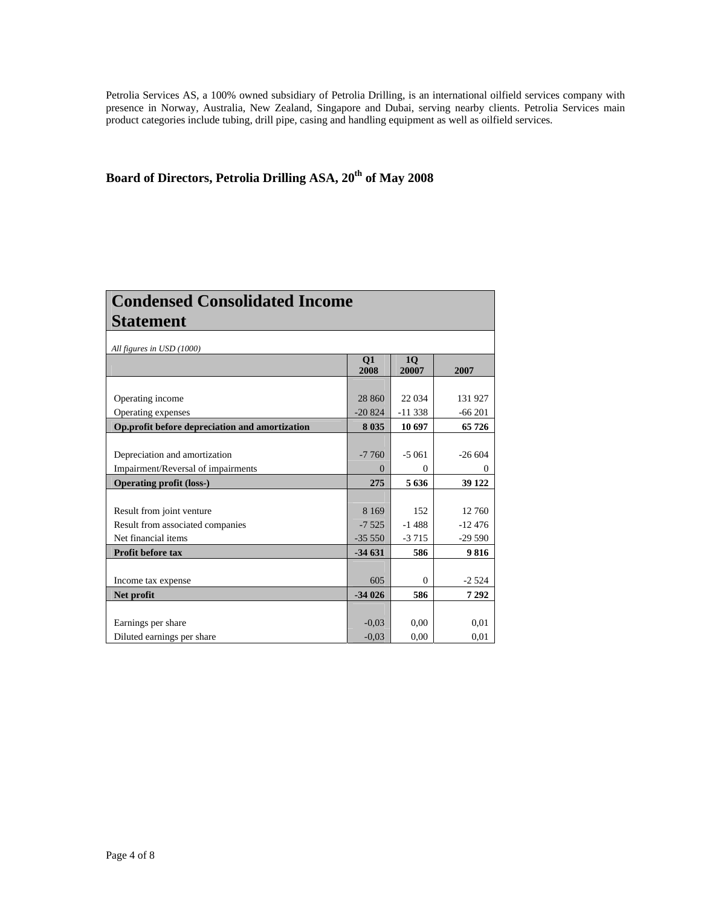Petrolia Services AS, a 100% owned subsidiary of Petrolia Drilling, is an international oilfield services company with presence in Norway, Australia, New Zealand, Singapore and Dubai, serving nearby clients. Petrolia Services main product categories include tubing, drill pipe, casing and handling equipment as well as oilfield services.

**Board of Directors, Petrolia Drilling ASA, 20th of May 2008**

## Condensed Consolidated Income Statement

*All figures in USD (1000)*

| | Q1 2008 | 1Q 20007 | 2007 |
|---|---|---|---|
| Operating income | 28 860 | 22 034 | 131 927 |
| Operating expenses | -20 824 | -11 338 | -66 201 |
| **Op.profit before depreciation and amortization** | **8 035** | **10 697** | **65 726** |
| Depreciation and amortization | -7 760 | -5 061 | -26 604 |
| Impairment/Reversal of impairments | 0 | 0 | 0 |
| **Operating profit (loss-)** | **275** | **5 636** | **39 122** |
| Result from joint venture | 8 169 | 152 | 12 760 |
| Result from associated companies | -7 525 | -1 488 | -12 476 |
| Net financial items | -35 550 | -3 715 | -29 590 |
| **Profit before tax** | **-34 631** | **586** | **9 816** |
| Income tax expense | 605 | 0 | -2 524 |
| **Net profit** | **-34 026** | **586** | **7 292** |
| Earnings per share | -0,03 | 0,00 | 0,01 |
| Diluted earnings per share | -0,03 | 0,00 | 0,01 |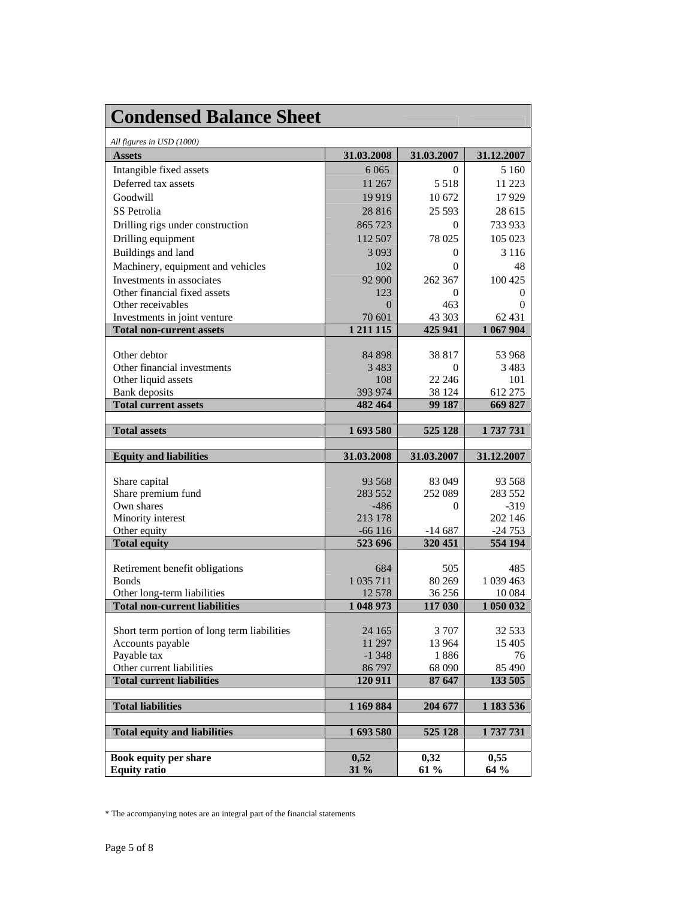# Condensed Balance Sheet

*All figures in USD (1000)*

| Assets | 31.03.2008 | 31.03.2007 | 31.12.2007 |
|---|---|---|---|
| Intangible fixed assets | 6 065 | 0 | 5 160 |
| Deferred tax assets | 11 267 | 5 518 | 11 223 |
| Goodwill | 19 919 | 10 672 | 17 929 |
| SS Petrolia | 28 816 | 25 593 | 28 615 |
| Drilling rigs under construction | 865 723 | 0 | 733 933 |
| Drilling equipment | 112 507 | 78 025 | 105 023 |
| Buildings and land | 3 093 | 0 | 3 116 |
| Machinery, equipment and vehicles | 102 | 0 | 48 |
| Investments in associates | 92 900 | 262 367 | 100 425 |
| Other financial fixed assets | 123 | 0 | 0 |
| Other receivables | 0 | 463 | 0 |
| Investments in joint venture | 70 601 | 43 303 | 62 431 |
| **Total non-current assets** | **1 211 115** | **425 941** | **1 067 904** |
| | | | |
| Other debtor | 84 898 | 38 817 | 53 968 |
| Other financial investments | 3 483 | 0 | 3 483 |
| Other liquid assets | 108 | 22 246 | 101 |
| Bank deposits | 393 974 | 38 124 | 612 275 |
| **Total current assets** | **482 464** | **99 187** | **669 827** |
| | | | |
| **Total assets** | **1 693 580** | **525 128** | **1 737 731** |
| | | | |
| **Equity and liabilities** | **31.03.2008** | **31.03.2007** | **31.12.2007** |
| | | | |
| Share capital | 93 568 | 83 049 | 93 568 |
| Share premium fund | 283 552 | 252 089 | 283 552 |
| Own shares | -486 | 0 | -319 |
| Minority interest | 213 178 | | 202 146 |
| Other equity | -66 116 | -14 687 | -24 753 |
| **Total equity** | **523 696** | **320 451** | **554 194** |
| | | | |
| Retirement benefit obligations | 684 | 505 | 485 |
| Bonds | 1 035 711 | 80 269 | 1 039 463 |
| Other long-term liabilities | 12 578 | 36 256 | 10 084 |
| **Total non-current liabilities** | **1 048 973** | **117 030** | **1 050 032** |
| | | | |
| Short term portion of long term liabilities | 24 165 | 3 707 | 32 533 |
| Accounts payable | 11 297 | 13 964 | 15 405 |
| Payable tax | -1 348 | 1 886 | 76 |
| Other current liabilities | 86 797 | 68 090 | 85 490 |
| **Total current liabilities** | **120 911** | **87 647** | **133 505** |
| | | | |
| **Total liabilities** | **1 169 884** | **204 677** | **1 183 536** |
| | | | |
| **Total equity and liabilities** | **1 693 580** | **525 128** | **1 737 731** |
| | | | |
| **Book equity per share** | **0,52** | **0,32** | **0,55** |
| **Equity ratio** | **31 %** | **61 %** | **64 %** |

* The accompanying notes are an integral part of the financial statements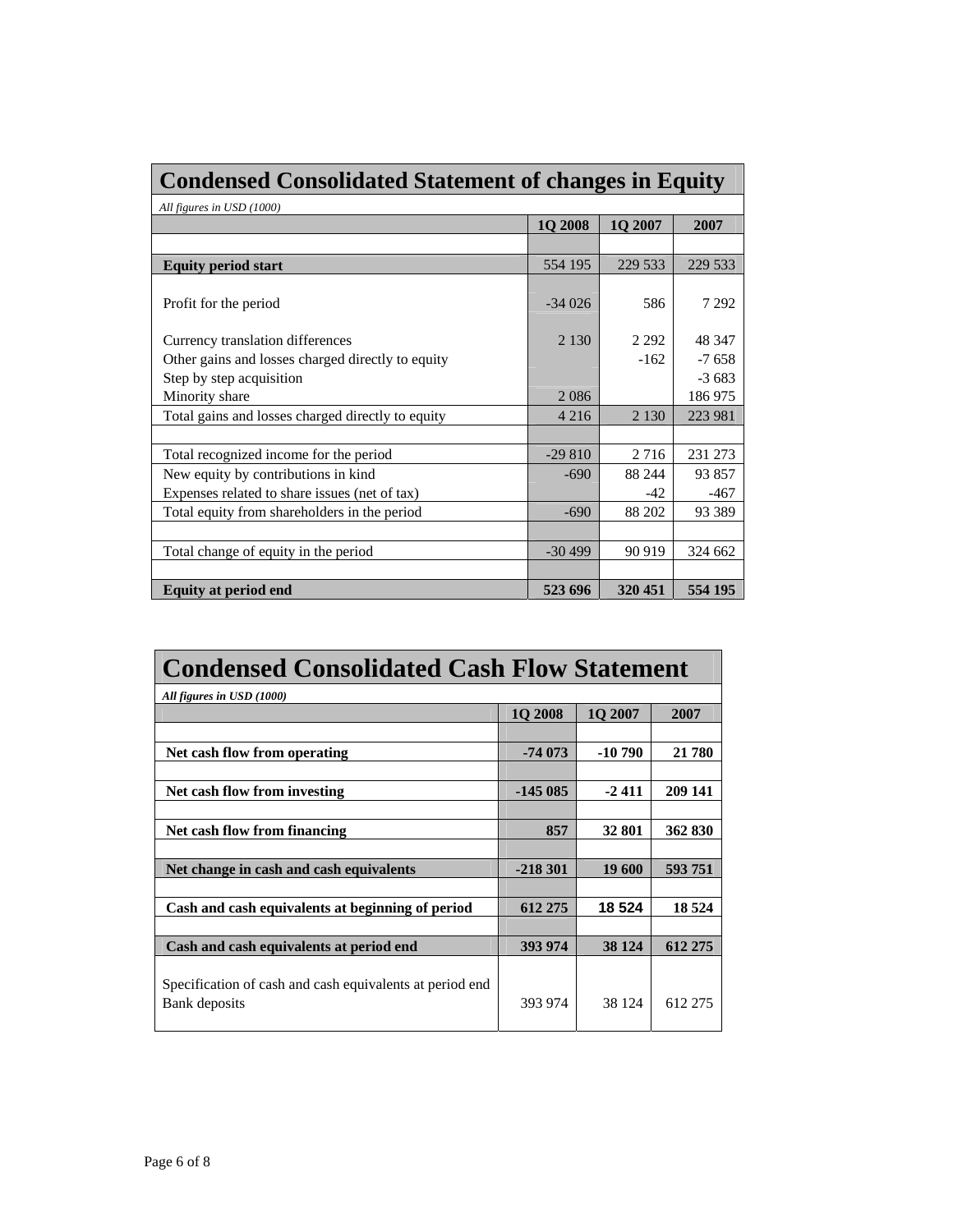## Condensed Consolidated Statement of changes in Equity

*All figures in USD (1000)*

| | 1Q 2008 | 1Q 2007 | 2007 |
|---|---|---|---|
| | | | |
| **Equity period start** | 554 195 | 229 533 | 229 533 |
| | | | |
| Profit for the period | -34 026 | 586 | 7 292 |
| | | | |
| Currency translation differences | 2 130 | 2 292 | 48 347 |
| Other gains and losses charged directly to equity | | -162 | -7 658 |
| Step by step acquisition | | | -3 683 |
| Minority share | 2 086 | | 186 975 |
| Total gains and losses charged directly to equity | 4 216 | 2 130 | 223 981 |
| | | | |
| Total recognized income for the period | -29 810 | 2 716 | 231 273 |
| New equity by contributions in kind | -690 | 88 244 | 93 857 |
| Expenses related to share issues (net of tax) | | -42 | -467 |
| Total equity from shareholders in the period | -690 | 88 202 | 93 389 |
| | | | |
| Total change of equity in the period | -30 499 | 90 919 | 324 662 |
| | | | |
| **Equity at period end** | **523 696** | **320 451** | **554 195** |

## Condensed Consolidated Cash Flow Statement

***All figures in USD (1000)***

| | 1Q 2008 | 1Q 2007 | 2007 |
|---|---|---|---|
| | | | |
| **Net cash flow from operating** | **-74 073** | **-10 790** | **21 780** |
| | | | |
| **Net cash flow from investing** | **-145 085** | **-2 411** | **209 141** |
| | | | |
| **Net cash flow from financing** | **857** | **32 801** | **362 830** |
| | | | |
| **Net change in cash and cash equivalents** | **-218 301** | **19 600** | **593 751** |
| | | | |
| **Cash and cash equivalents at beginning of period** | **612 275** | **18 524** | **18 524** |
| | | | |
| **Cash and cash equivalents at period end** | **393 974** | **38 124** | **612 275** |
| Specification of cash and cash equivalents at period end | | | |
| Bank deposits | 393 974 | 38 124 | 612 275 |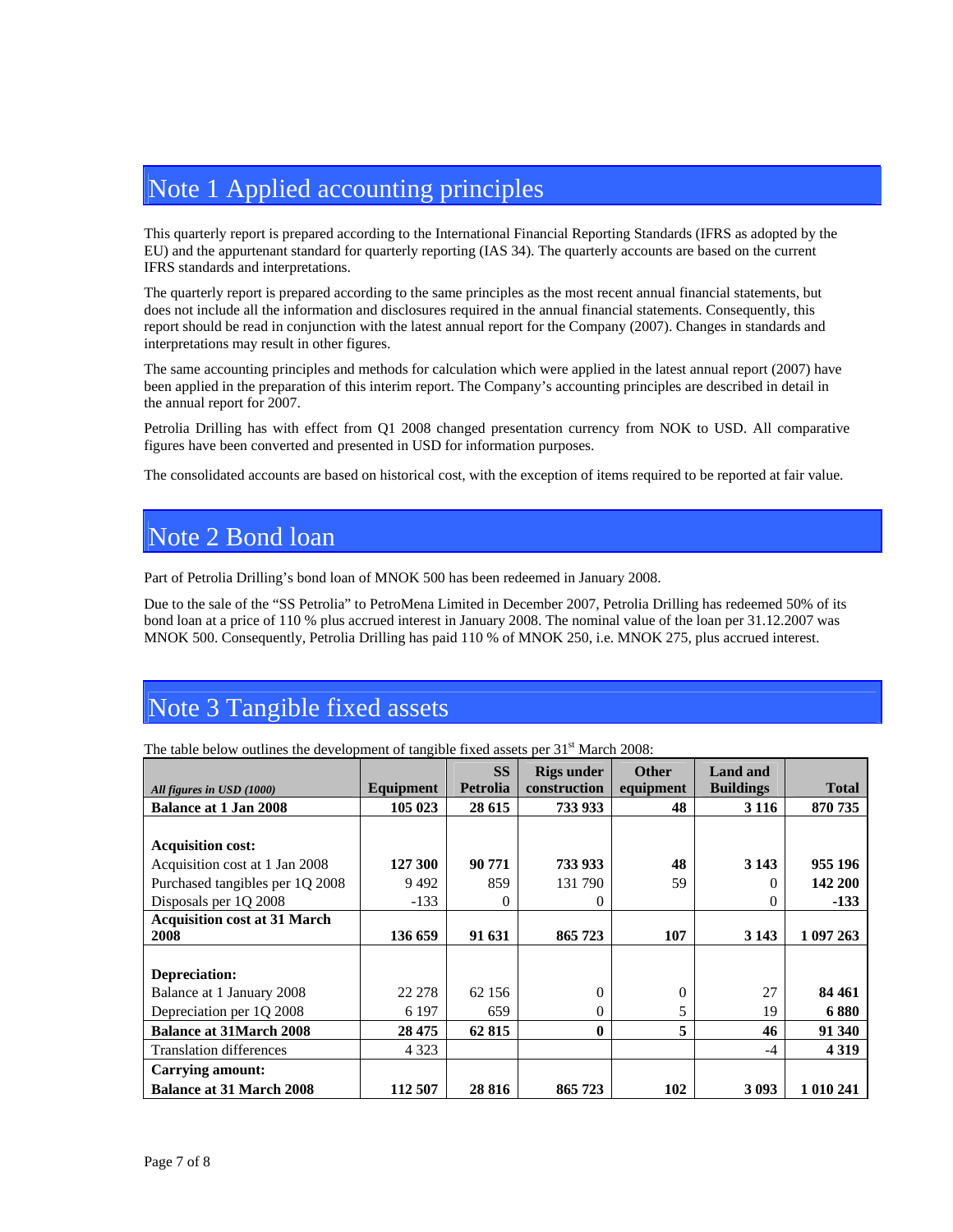# Note 1 Applied accounting principles

This quarterly report is prepared according to the International Financial Reporting Standards (IFRS as adopted by the EU) and the appurtenant standard for quarterly reporting (IAS 34). The quarterly accounts are based on the current IFRS standards and interpretations.

The quarterly report is prepared according to the same principles as the most recent annual financial statements, but does not include all the information and disclosures required in the annual financial statements. Consequently, this report should be read in conjunction with the latest annual report for the Company (2007). Changes in standards and interpretations may result in other figures.

The same accounting principles and methods for calculation which were applied in the latest annual report (2007) have been applied in the preparation of this interim report. The Company's accounting principles are described in detail in the annual report for 2007.

Petrolia Drilling has with effect from Q1 2008 changed presentation currency from NOK to USD. All comparative figures have been converted and presented in USD for information purposes.

The consolidated accounts are based on historical cost, with the exception of items required to be reported at fair value.

# Note 2 Bond loan

Part of Petrolia Drilling's bond loan of MNOK 500 has been redeemed in January 2008.

Due to the sale of the "SS Petrolia" to PetroMena Limited in December 2007, Petrolia Drilling has redeemed 50% of its bond loan at a price of 110 % plus accrued interest in January 2008. The nominal value of the loan per 31.12.2007 was MNOK 500. Consequently, Petrolia Drilling has paid 110 % of MNOK 250, i.e. MNOK 275, plus accrued interest.

# Note 3 Tangible fixed assets

The table below outlines the development of tangible fixed assets per 31st March 2008:

| *All figures in USD (1000)* | Equipment | SS Petrolia | Rigs under construction | Other equipment | Land and Buildings | Total |
|---|---|---|---|---|---|---|
| **Balance at 1 Jan 2008** | **105 023** | **28 615** | **733 933** | **48** | **3 116** | **870 735** |
| | | | | | | |
| **Acquisition cost:** | | | | | | |
| Acquisition cost at 1 Jan 2008 | **127 300** | **90 771** | **733 933** | **48** | **3 143** | **955 196** |
| Purchased tangibles per 1Q 2008 | 9 492 | 859 | 131 790 | 59 | 0 | **142 200** |
| Disposals per 1Q 2008 | -133 | 0 | 0 | | 0 | **-133** |
| **Acquisition cost at 31 March 2008** | **136 659** | **91 631** | **865 723** | **107** | **3 143** | **1 097 263** |
| | | | | | | |
| **Depreciation:** | | | | | | |
| Balance at 1 January 2008 | 22 278 | 62 156 | 0 | 0 | 27 | **84 461** |
| Depreciation per 1Q 2008 | 6 197 | 659 | 0 | 5 | 19 | **6 880** |
| **Balance at 31March 2008** | **28 475** | **62 815** | **0** | **5** | **46** | **91 340** |
| Translation differences | 4 323 | | | | -4 | **4 319** |
| **Carrying amount:** | | | | | | |
| **Balance at 31 March 2008** | **112 507** | **28 816** | **865 723** | **102** | **3 093** | **1 010 241** |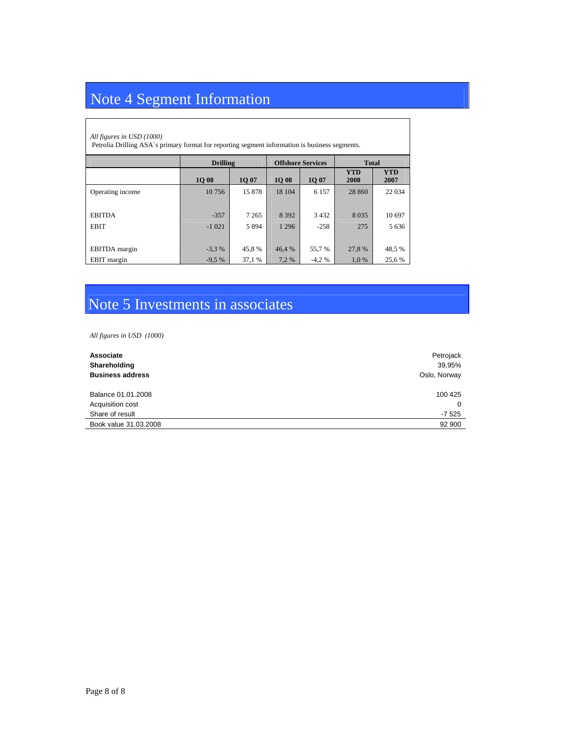# Note 4 Segment Information

*All figures in USD (1000)*

Petrolia Drilling ASA`s primary format for reporting segment information is business segments.

| | Drilling | | Offshore Services | | Total | |
|---|---|---|---|---|---|---|
| | **1Q 08** | **1Q 07** | **1Q 08** | **1Q 07** | **YTD 2008** | **YTD 2007** |
| Operating income | 10 756 | 15 878 | 18 104 | 6 157 | 28 860 | 22 034 |
| EBITDA | -357 | 7 265 | 8 392 | 3 432 | 8 035 | 10 697 |
| EBIT | -1 021 | 5 894 | 1 296 | -258 | 275 | 5 636 |
| EBITDA margin | -3,3 % | 45,8 % | 46,4 % | 55,7 % | 27,8 % | 48,5 % |
| EBIT margin | -9,5 % | 37,1 % | 7,2 % | -4,2 % | 1,0 % | 25,6 % |

# Note 5 Investments in associates

*All figures in USD (1000)*

| | |
|---|---|
| **Associate** | Petrojack |
| **Shareholding** | 39,95% |
| **Business address** | Oslo, Norway |
| Balance 01.01.2008 | 100 425 |
| Acquisition cost | 0 |
| Share of result | -7 525 |
| Book value 31.03.2008 | 92 900 |